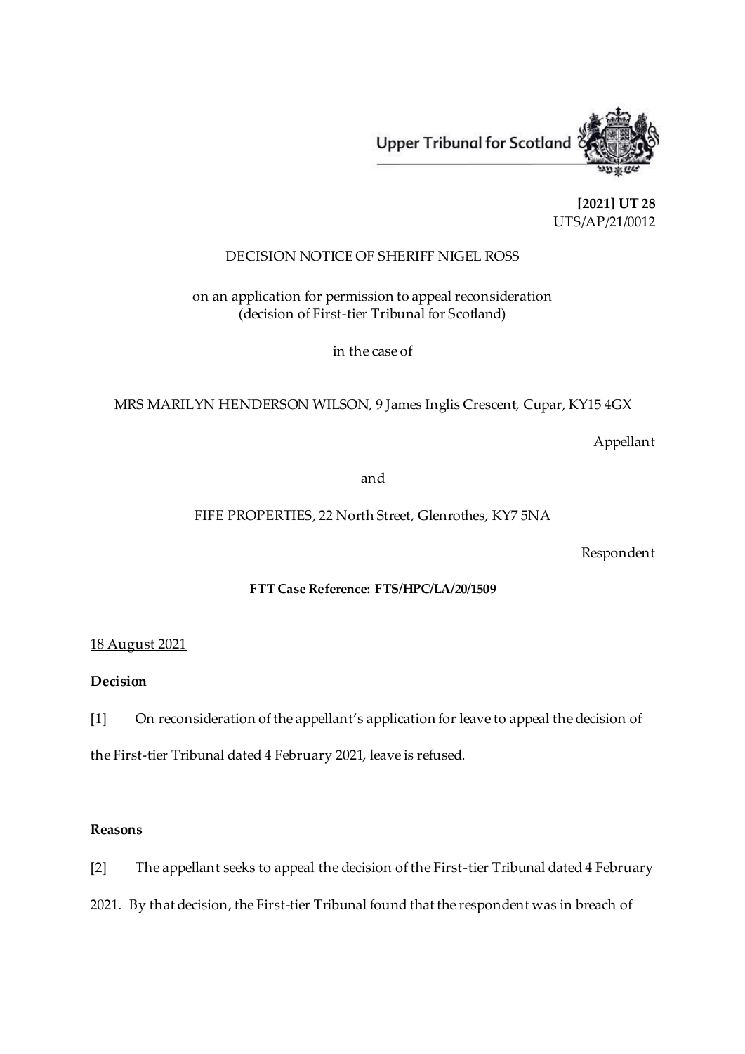Upper Tribunal for Scotland

**[2021] UT 28**
UTS/AP/21/0012

DECISION NOTICE OF SHERIFF NIGEL ROSS

on an application for permission to appeal reconsideration
(decision of First-tier Tribunal for Scotland)

in the case of

MRS MARILYN HENDERSON WILSON, 9 James Inglis Crescent, Cupar, KY15 4GX

Appellant

and

FIFE PROPERTIES, 22 North Street, Glenrothes, KY7 5NA

Respondent

**FTT Case Reference: FTS/HPC/LA/20/1509**

18 August 2021

**Decision**

[1] On reconsideration of the appellant's application for leave to appeal the decision of the First-tier Tribunal dated 4 February 2021, leave is refused.

**Reasons**

[2] The appellant seeks to appeal the decision of the First-tier Tribunal dated 4 February 2021. By that decision, the First-tier Tribunal found that the respondent was in breach of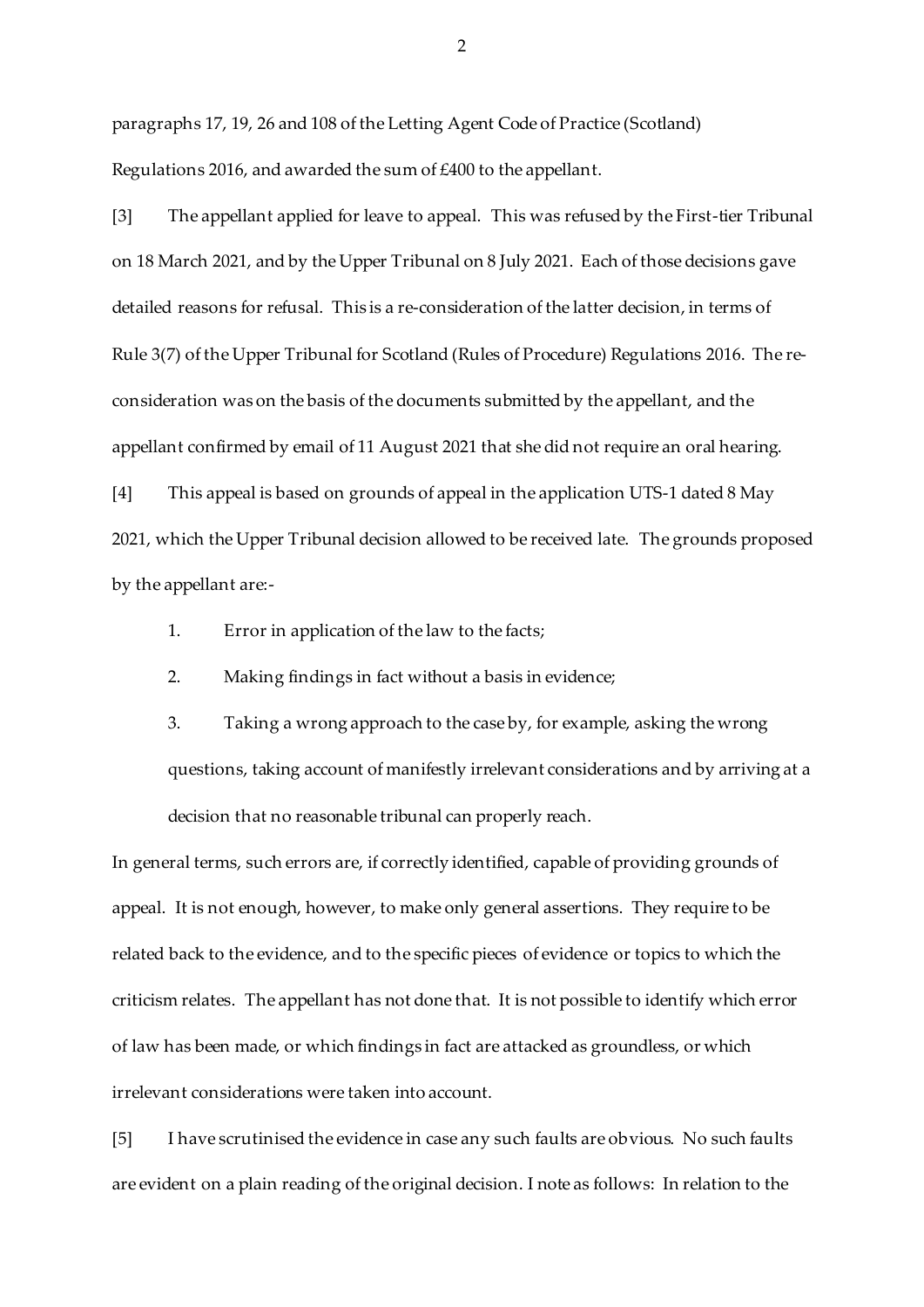paragraphs 17, 19, 26 and 108 of the Letting Agent Code of Practice (Scotland) Regulations 2016, and awarded the sum of £400 to the appellant.

[3] The appellant applied for leave to appeal. This was refused by the First-tier Tribunal on 18 March 2021, and by the Upper Tribunal on 8 July 2021. Each of those decisions gave detailed reasons for refusal. This is a re-consideration of the latter decision, in terms of Rule 3(7) of the Upper Tribunal for Scotland (Rules of Procedure) Regulations 2016. The re-consideration was on the basis of the documents submitted by the appellant, and the appellant confirmed by email of 11 August 2021 that she did not require an oral hearing.

[4] This appeal is based on grounds of appeal in the application UTS-1 dated 8 May 2021, which the Upper Tribunal decision allowed to be received late. The grounds proposed by the appellant are:-

1. Error in application of the law to the facts;
2. Making findings in fact without a basis in evidence;
3. Taking a wrong approach to the case by, for example, asking the wrong questions, taking account of manifestly irrelevant considerations and by arriving at a decision that no reasonable tribunal can properly reach.

In general terms, such errors are, if correctly identified, capable of providing grounds of appeal. It is not enough, however, to make only general assertions. They require to be related back to the evidence, and to the specific pieces of evidence or topics to which the criticism relates. The appellant has not done that. It is not possible to identify which error of law has been made, or which findings in fact are attacked as groundless, or which irrelevant considerations were taken into account.

[5] I have scrutinised the evidence in case any such faults are obvious. No such faults are evident on a plain reading of the original decision. I note as follows: In relation to the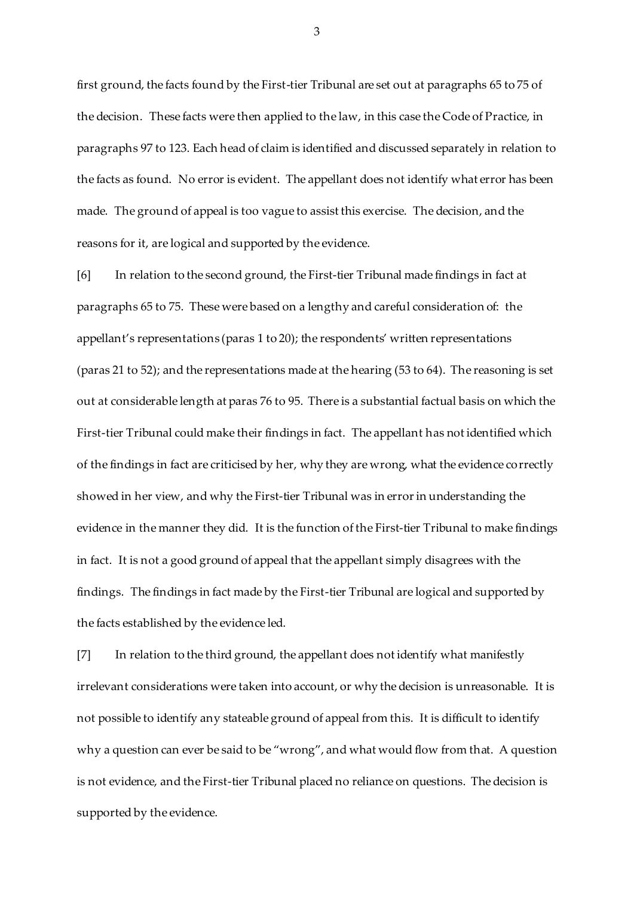first ground, the facts found by the First-tier Tribunal are set out at paragraphs 65 to 75 of the decision. These facts were then applied to the law, in this case the Code of Practice, in paragraphs 97 to 123. Each head of claim is identified and discussed separately in relation to the facts as found. No error is evident. The appellant does not identify what error has been made. The ground of appeal is too vague to assist this exercise. The decision, and the reasons for it, are logical and supported by the evidence.

[6] In relation to the second ground, the First-tier Tribunal made findings in fact at paragraphs 65 to 75. These were based on a lengthy and careful consideration of: the appellant's representations (paras 1 to 20); the respondents' written representations (paras 21 to 52); and the representations made at the hearing (53 to 64). The reasoning is set out at considerable length at paras 76 to 95. There is a substantial factual basis on which the First-tier Tribunal could make their findings in fact. The appellant has not identified which of the findings in fact are criticised by her, why they are wrong, what the evidence correctly showed in her view, and why the First-tier Tribunal was in error in understanding the evidence in the manner they did. It is the function of the First-tier Tribunal to make findings in fact. It is not a good ground of appeal that the appellant simply disagrees with the findings. The findings in fact made by the First-tier Tribunal are logical and supported by the facts established by the evidence led.

[7] In relation to the third ground, the appellant does not identify what manifestly irrelevant considerations were taken into account, or why the decision is unreasonable. It is not possible to identify any stateable ground of appeal from this. It is difficult to identify why a question can ever be said to be "wrong", and what would flow from that. A question is not evidence, and the First-tier Tribunal placed no reliance on questions. The decision is supported by the evidence.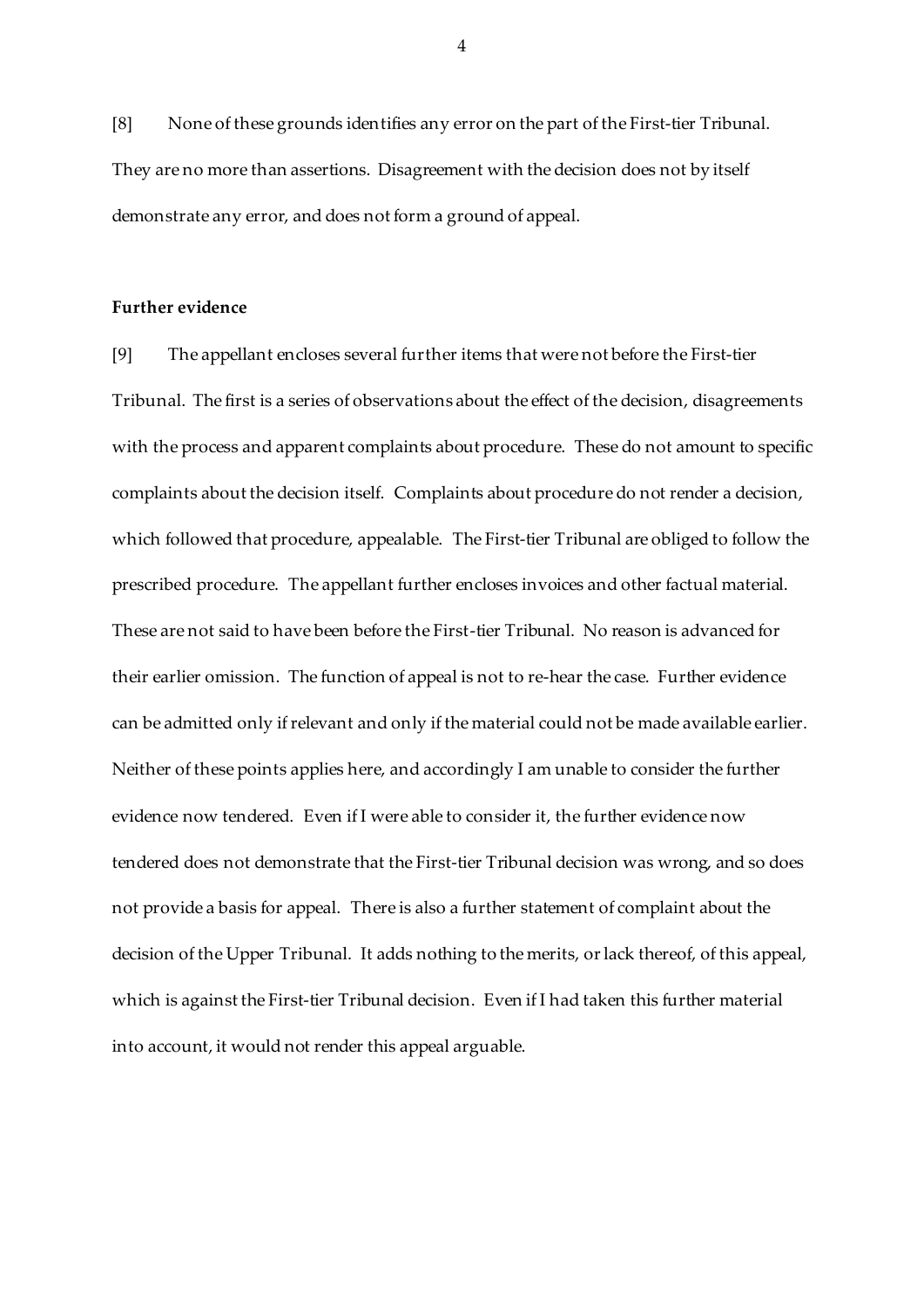[8] None of these grounds identifies any error on the part of the First-tier Tribunal. They are no more than assertions. Disagreement with the decision does not by itself demonstrate any error, and does not form a ground of appeal.

**Further evidence**

[9] The appellant encloses several further items that were not before the First-tier Tribunal. The first is a series of observations about the effect of the decision, disagreements with the process and apparent complaints about procedure. These do not amount to specific complaints about the decision itself. Complaints about procedure do not render a decision, which followed that procedure, appealable. The First-tier Tribunal are obliged to follow the prescribed procedure. The appellant further encloses invoices and other factual material. These are not said to have been before the First-tier Tribunal. No reason is advanced for their earlier omission. The function of appeal is not to re-hear the case. Further evidence can be admitted only if relevant and only if the material could not be made available earlier. Neither of these points applies here, and accordingly I am unable to consider the further evidence now tendered. Even if I were able to consider it, the further evidence now tendered does not demonstrate that the First-tier Tribunal decision was wrong, and so does not provide a basis for appeal. There is also a further statement of complaint about the decision of the Upper Tribunal. It adds nothing to the merits, or lack thereof, of this appeal, which is against the First-tier Tribunal decision. Even if I had taken this further material into account, it would not render this appeal arguable.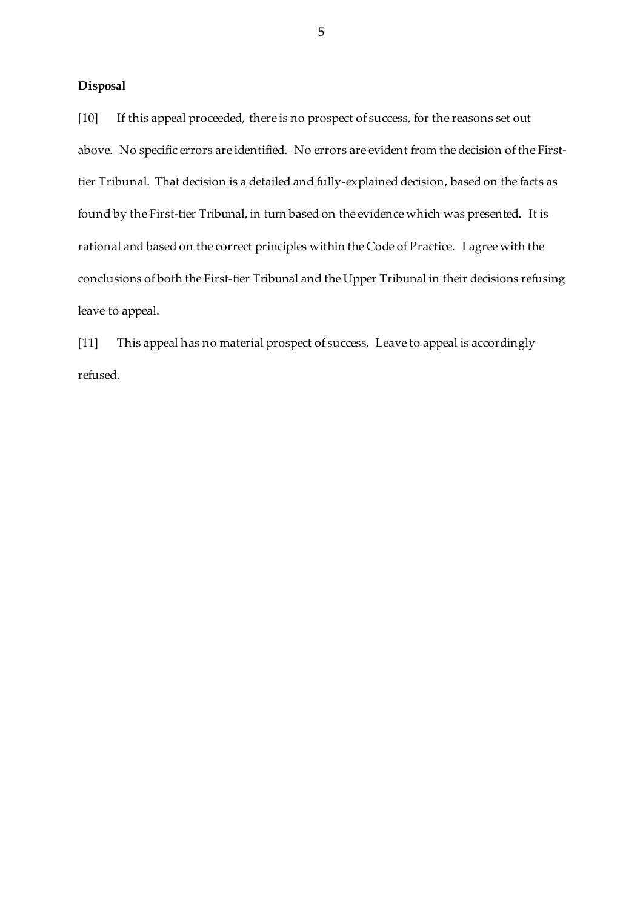**Disposal**

[10] If this appeal proceeded, there is no prospect of success, for the reasons set out above. No specific errors are identified. No errors are evident from the decision of the First-tier Tribunal. That decision is a detailed and fully-explained decision, based on the facts as found by the First-tier Tribunal, in turn based on the evidence which was presented. It is rational and based on the correct principles within the Code of Practice. I agree with the conclusions of both the First-tier Tribunal and the Upper Tribunal in their decisions refusing leave to appeal.

[11] This appeal has no material prospect of success. Leave to appeal is accordingly refused.